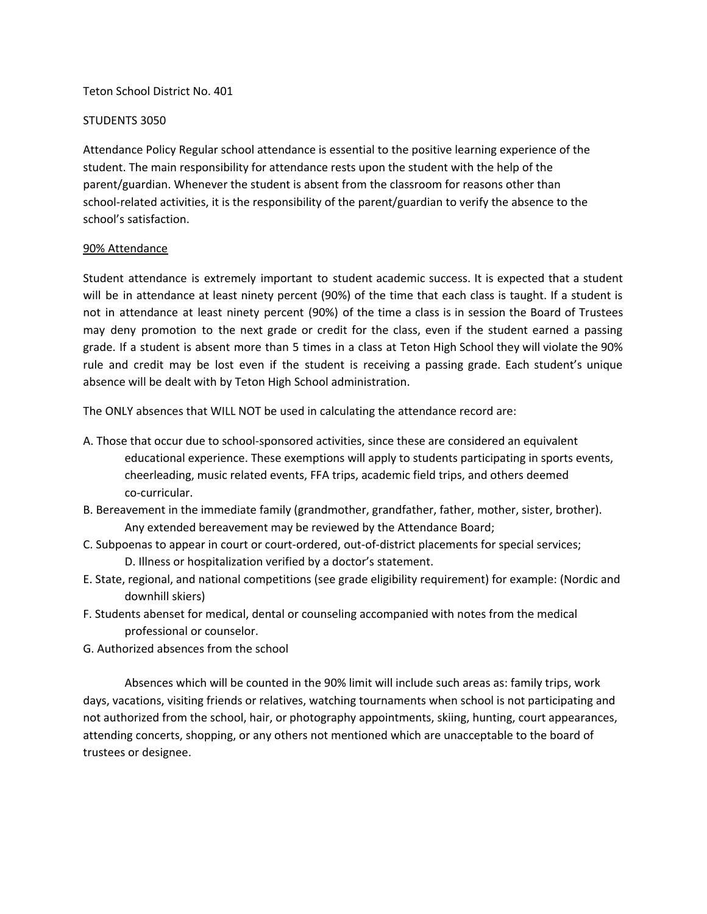Teton School District No. 401

STUDENTS 3050

Attendance Policy Regular school attendance is essential to the positive learning experience of the student. The main responsibility for attendance rests upon the student with the help of the parent/guardian. Whenever the student is absent from the classroom for reasons other than school-related activities, it is the responsibility of the parent/guardian to verify the absence to the school's satisfaction.

<u>90% Attendance</u>

Student attendance is extremely important to student academic success. It is expected that a student will be in attendance at least ninety percent (90%) of the time that each class is taught. If a student is not in attendance at least ninety percent (90%) of the time a class is in session the Board of Trustees may deny promotion to the next grade or credit for the class, even if the student earned a passing grade. If a student is absent more than 5 times in a class at Teton High School they will violate the 90% rule and credit may be lost even if the student is receiving a passing grade. Each student's unique absence will be dealt with by Teton High School administration.

The ONLY absences that WILL NOT be used in calculating the attendance record are:

A. Those that occur due to school-sponsored activities, since these are considered an equivalent educational experience. These exemptions will apply to students participating in sports events, cheerleading, music related events, FFA trips, academic field trips, and others deemed co-curricular.

B. Bereavement in the immediate family (grandmother, grandfather, father, mother, sister, brother). Any extended bereavement may be reviewed by the Attendance Board;

C. Subpoenas to appear in court or court-ordered, out-of-district placements for special services;
D. Illness or hospitalization verified by a doctor's statement.

E. State, regional, and national competitions (see grade eligibility requirement) for example: (Nordic and downhill skiers)

F. Students abenset for medical, dental or counseling accompanied with notes from the medical professional or counselor.

G. Authorized absences from the school

Absences which will be counted in the 90% limit will include such areas as: family trips, work days, vacations, visiting friends or relatives, watching tournaments when school is not participating and not authorized from the school, hair, or photography appointments, skiing, hunting, court appearances, attending concerts, shopping, or any others not mentioned which are unacceptable to the board of trustees or designee.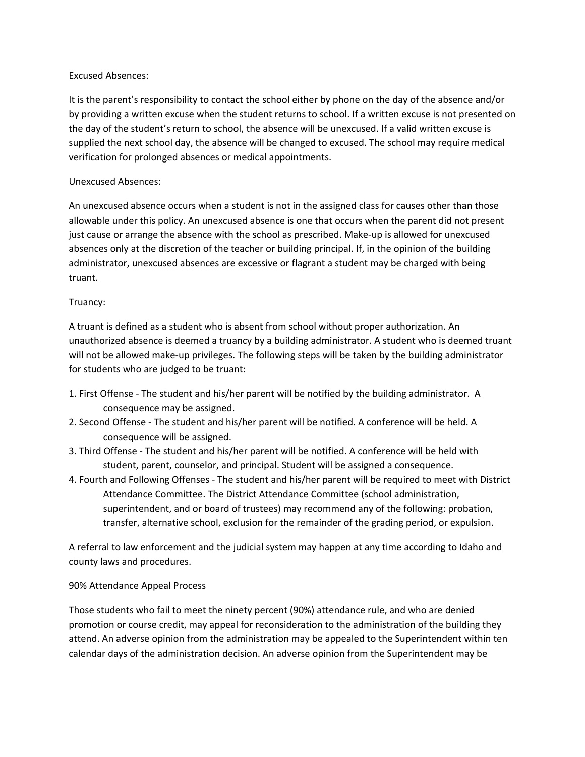Excused Absences:

It is the parent's responsibility to contact the school either by phone on the day of the absence and/or by providing a written excuse when the student returns to school. If a written excuse is not presented on the day of the student's return to school, the absence will be unexcused. If a valid written excuse is supplied the next school day, the absence will be changed to excused. The school may require medical verification for prolonged absences or medical appointments.

Unexcused Absences:

An unexcused absence occurs when a student is not in the assigned class for causes other than those allowable under this policy. An unexcused absence is one that occurs when the parent did not present just cause or arrange the absence with the school as prescribed. Make-up is allowed for unexcused absences only at the discretion of the teacher or building principal. If, in the opinion of the building administrator, unexcused absences are excessive or flagrant a student may be charged with being truant.

Truancy:

A truant is defined as a student who is absent from school without proper authorization. An unauthorized absence is deemed a truancy by a building administrator. A student who is deemed truant will not be allowed make-up privileges. The following steps will be taken by the building administrator for students who are judged to be truant:

1. First Offense - The student and his/her parent will be notified by the building administrator. A consequence may be assigned.
2. Second Offense - The student and his/her parent will be notified. A conference will be held. A consequence will be assigned.
3. Third Offense - The student and his/her parent will be notified. A conference will be held with student, parent, counselor, and principal. Student will be assigned a consequence.
4. Fourth and Following Offenses - The student and his/her parent will be required to meet with District Attendance Committee. The District Attendance Committee (school administration, superintendent, and or board of trustees) may recommend any of the following: probation, transfer, alternative school, exclusion for the remainder of the grading period, or expulsion.

A referral to law enforcement and the judicial system may happen at any time according to Idaho and county laws and procedures.

<u>90% Attendance Appeal Process</u>

Those students who fail to meet the ninety percent (90%) attendance rule, and who are denied promotion or course credit, may appeal for reconsideration to the administration of the building they attend. An adverse opinion from the administration may be appealed to the Superintendent within ten calendar days of the administration decision. An adverse opinion from the Superintendent may be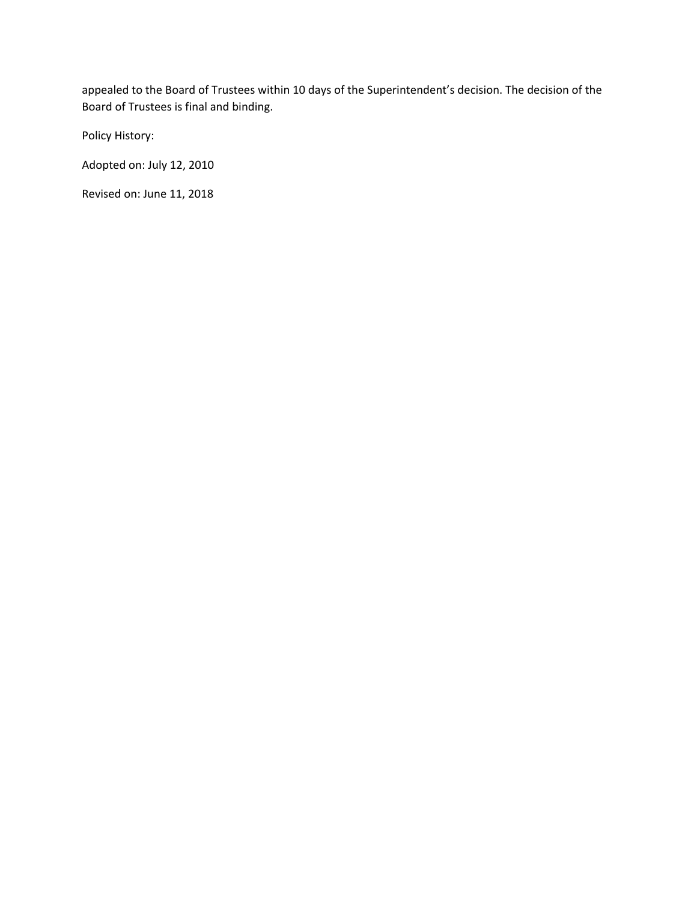appealed to the Board of Trustees within 10 days of the Superintendent's decision. The decision of the Board of Trustees is final and binding.

Policy History:

Adopted on: July 12, 2010

Revised on: June 11, 2018